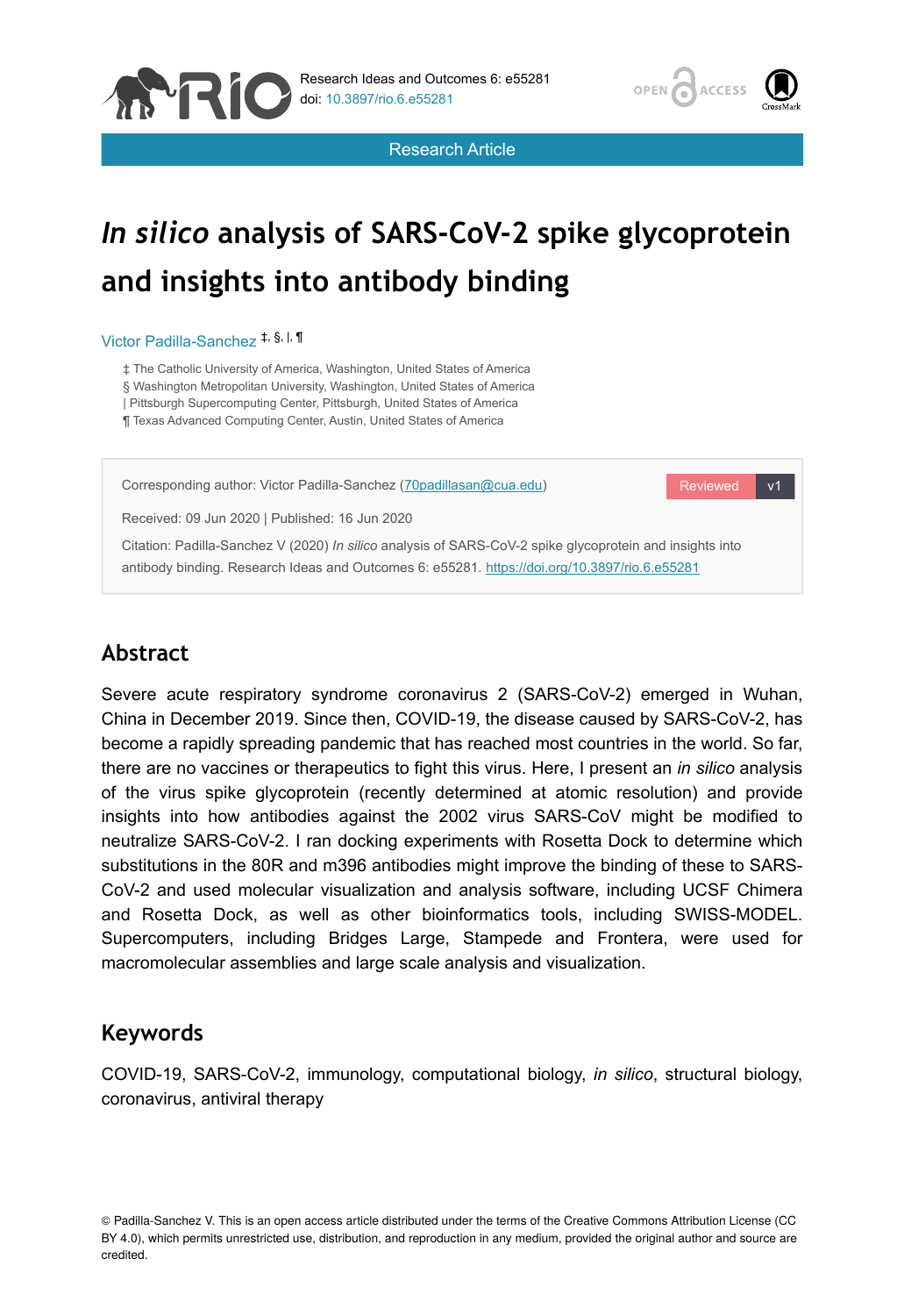Research Article

# *In silico* analysis of SARS-CoV-2 spike glycoprotein and insights into antibody binding

Victor Padilla-Sanchez [‡, §, |, ¶]

‡ The Catholic University of America, Washington, United States of America
§ Washington Metropolitan University, Washington, United States of America
| Pittsburgh Supercomputing Center, Pittsburgh, United States of America
¶ Texas Advanced Computing Center, Austin, United States of America

Corresponding author: Victor Padilla-Sanchez (70padillasan@cua.edu)

Reviewed v1

Received: 09 Jun 2020 | Published: 16 Jun 2020

Citation: Padilla-Sanchez V (2020) *In silico* analysis of SARS-CoV-2 spike glycoprotein and insights into antibody binding. Research Ideas and Outcomes 6: e55281. https://doi.org/10.3897/rio.6.e55281

## Abstract

Severe acute respiratory syndrome coronavirus 2 (SARS-CoV-2) emerged in Wuhan, China in December 2019. Since then, COVID-19, the disease caused by SARS-CoV-2, has become a rapidly spreading pandemic that has reached most countries in the world. So far, there are no vaccines or therapeutics to fight this virus. Here, I present an *in silico* analysis of the virus spike glycoprotein (recently determined at atomic resolution) and provide insights into how antibodies against the 2002 virus SARS-CoV might be modified to neutralize SARS-CoV-2. I ran docking experiments with Rosetta Dock to determine which substitutions in the 80R and m396 antibodies might improve the binding of these to SARS-CoV-2 and used molecular visualization and analysis software, including UCSF Chimera and Rosetta Dock, as well as other bioinformatics tools, including SWISS-MODEL. Supercomputers, including Bridges Large, Stampede and Frontera, were used for macromolecular assemblies and large scale analysis and visualization.

## Keywords

COVID-19, SARS-CoV-2, immunology, computational biology, *in silico*, structural biology, coronavirus, antiviral therapy

© Padilla-Sanchez V. This is an open access article distributed under the terms of the Creative Commons Attribution License (CC BY 4.0), which permits unrestricted use, distribution, and reproduction in any medium, provided the original author and source are credited.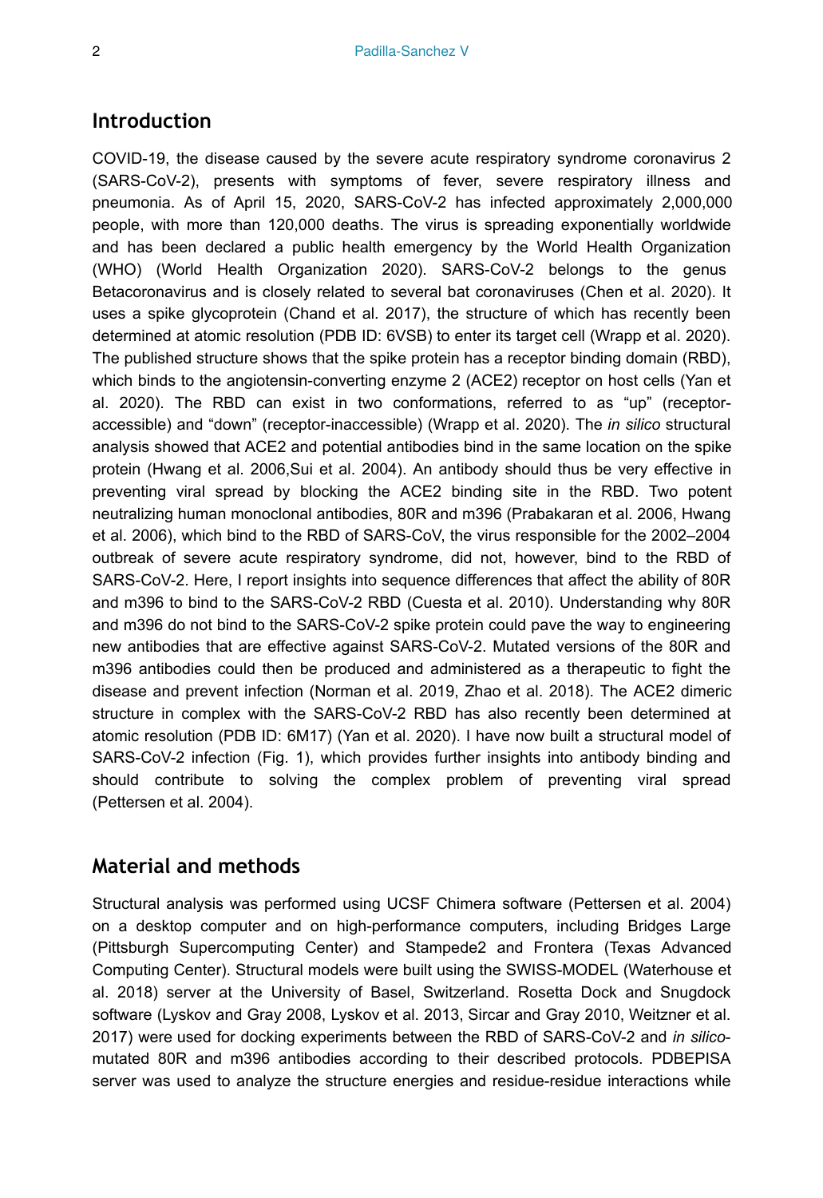## Introduction

COVID-19, the disease caused by the severe acute respiratory syndrome coronavirus 2 (SARS-CoV-2), presents with symptoms of fever, severe respiratory illness and pneumonia. As of April 15, 2020, SARS-CoV-2 has infected approximately 2,000,000 people, with more than 120,000 deaths. The virus is spreading exponentially worldwide and has been declared a public health emergency by the World Health Organization (WHO) (World Health Organization 2020). SARS-CoV-2 belongs to the genus Betacoronavirus and is closely related to several bat coronaviruses (Chen et al. 2020). It uses a spike glycoprotein (Chand et al. 2017), the structure of which has recently been determined at atomic resolution (PDB ID: 6VSB) to enter its target cell (Wrapp et al. 2020). The published structure shows that the spike protein has a receptor binding domain (RBD), which binds to the angiotensin-converting enzyme 2 (ACE2) receptor on host cells (Yan et al. 2020). The RBD can exist in two conformations, referred to as "up" (receptor-accessible) and "down" (receptor-inaccessible) (Wrapp et al. 2020). The *in silico* structural analysis showed that ACE2 and potential antibodies bind in the same location on the spike protein (Hwang et al. 2006,Sui et al. 2004). An antibody should thus be very effective in preventing viral spread by blocking the ACE2 binding site in the RBD. Two potent neutralizing human monoclonal antibodies, 80R and m396 (Prabakaran et al. 2006, Hwang et al. 2006), which bind to the RBD of SARS-CoV, the virus responsible for the 2002–2004 outbreak of severe acute respiratory syndrome, did not, however, bind to the RBD of SARS-CoV-2. Here, I report insights into sequence differences that affect the ability of 80R and m396 to bind to the SARS-CoV-2 RBD (Cuesta et al. 2010). Understanding why 80R and m396 do not bind to the SARS-CoV-2 spike protein could pave the way to engineering new antibodies that are effective against SARS-CoV-2. Mutated versions of the 80R and m396 antibodies could then be produced and administered as a therapeutic to fight the disease and prevent infection (Norman et al. 2019, Zhao et al. 2018). The ACE2 dimeric structure in complex with the SARS-CoV-2 RBD has also recently been determined at atomic resolution (PDB ID: 6M17) (Yan et al. 2020). I have now built a structural model of SARS-CoV-2 infection (Fig. 1), which provides further insights into antibody binding and should contribute to solving the complex problem of preventing viral spread (Pettersen et al. 2004).

## Material and methods

Structural analysis was performed using UCSF Chimera software (Pettersen et al. 2004) on a desktop computer and on high-performance computers, including Bridges Large (Pittsburgh Supercomputing Center) and Stampede2 and Frontera (Texas Advanced Computing Center). Structural models were built using the SWISS-MODEL (Waterhouse et al. 2018) server at the University of Basel, Switzerland. Rosetta Dock and Snugdock software (Lyskov and Gray 2008, Lyskov et al. 2013, Sircar and Gray 2010, Weitzner et al. 2017) were used for docking experiments between the RBD of SARS-CoV-2 and *in silico*-mutated 80R and m396 antibodies according to their described protocols. PDBEPISA server was used to analyze the structure energies and residue-residue interactions while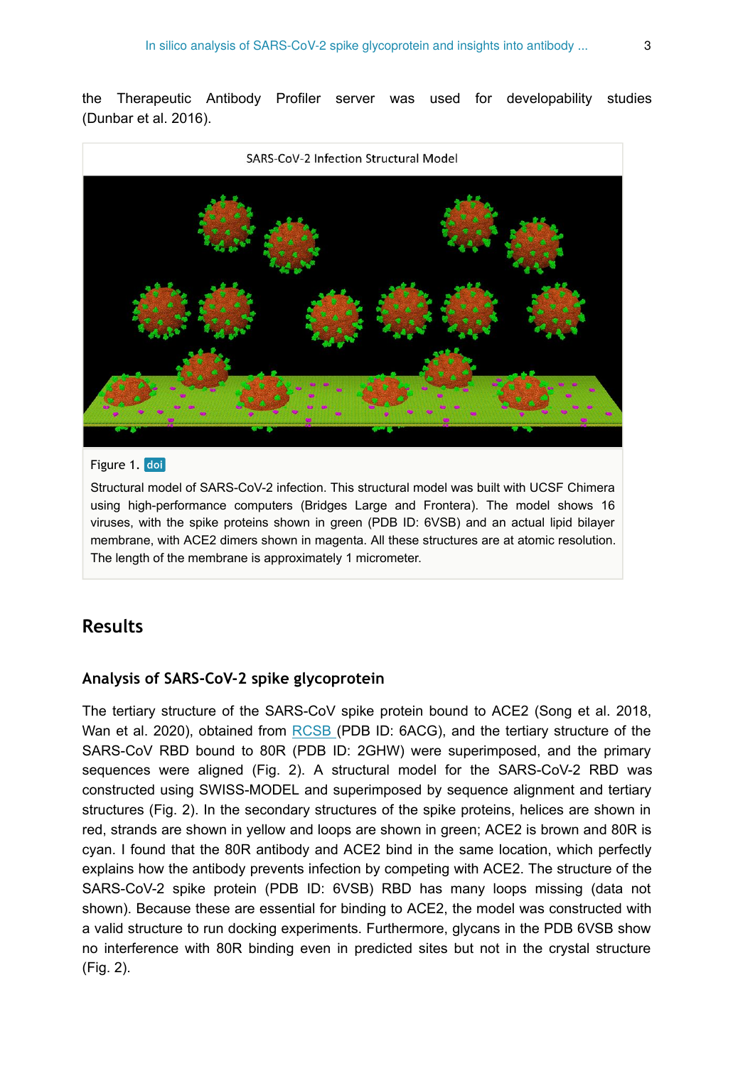the Therapeutic Antibody Profiler server was used for developability studies (Dunbar et al. 2016).

SARS-CoV-2 Infection Structural Model

Figure 1. doi

Structural model of SARS-CoV-2 infection. This structural model was built with UCSF Chimera using high-performance computers (Bridges Large and Frontera). The model shows 16 viruses, with the spike proteins shown in green (PDB ID: 6VSB) and an actual lipid bilayer membrane, with ACE2 dimers shown in magenta. All these structures are at atomic resolution. The length of the membrane is approximately 1 micrometer.

## Results

### Analysis of SARS-CoV-2 spike glycoprotein

The tertiary structure of the SARS-CoV spike protein bound to ACE2 (Song et al. 2018, Wan et al. 2020), obtained from RCSB (PDB ID: 6ACG), and the tertiary structure of the SARS-CoV RBD bound to 80R (PDB ID: 2GHW) were superimposed, and the primary sequences were aligned (Fig. 2). A structural model for the SARS-CoV-2 RBD was constructed using SWISS-MODEL and superimposed by sequence alignment and tertiary structures (Fig. 2). In the secondary structures of the spike proteins, helices are shown in red, strands are shown in yellow and loops are shown in green; ACE2 is brown and 80R is cyan. I found that the 80R antibody and ACE2 bind in the same location, which perfectly explains how the antibody prevents infection by competing with ACE2. The structure of the SARS-CoV-2 spike protein (PDB ID: 6VSB) RBD has many loops missing (data not shown). Because these are essential for binding to ACE2, the model was constructed with a valid structure to run docking experiments. Furthermore, glycans in the PDB 6VSB show no interference with 80R binding even in predicted sites but not in the crystal structure (Fig. 2).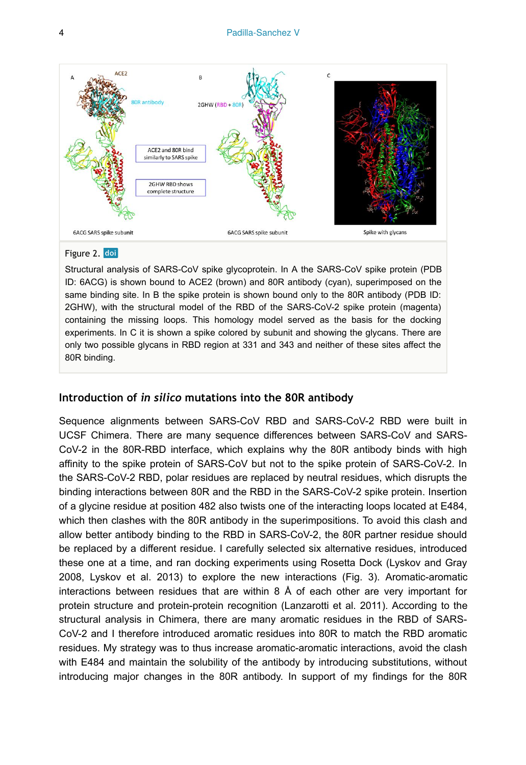Figure 2. doi

Structural analysis of SARS-CoV spike glycoprotein. In A the SARS-CoV spike protein (PDB ID: 6ACG) is shown bound to ACE2 (brown) and 80R antibody (cyan), superimposed on the same binding site. In B the spike protein is shown bound only to the 80R antibody (PDB ID: 2GHW), with the structural model of the RBD of the SARS-CoV-2 spike protein (magenta) containing the missing loops. This homology model served as the basis for the docking experiments. In C it is shown a spike colored by subunit and showing the glycans. There are only two possible glycans in RBD region at 331 and 343 and neither of these sites affect the 80R binding.

## Introduction of *in silico* mutations into the 80R antibody

Sequence alignments between SARS-CoV RBD and SARS-CoV-2 RBD were built in UCSF Chimera. There are many sequence differences between SARS-CoV and SARS-CoV-2 in the 80R-RBD interface, which explains why the 80R antibody binds with high affinity to the spike protein of SARS-CoV but not to the spike protein of SARS-CoV-2. In the SARS-CoV-2 RBD, polar residues are replaced by neutral residues, which disrupts the binding interactions between 80R and the RBD in the SARS-CoV-2 spike protein. Insertion of a glycine residue at position 482 also twists one of the interacting loops located at E484, which then clashes with the 80R antibody in the superimpositions. To avoid this clash and allow better antibody binding to the RBD in SARS-CoV-2, the 80R partner residue should be replaced by a different residue. I carefully selected six alternative residues, introduced these one at a time, and ran docking experiments using Rosetta Dock (Lyskov and Gray 2008, Lyskov et al. 2013) to explore the new interactions (Fig. 3). Aromatic-aromatic interactions between residues that are within 8 Å of each other are very important for protein structure and protein-protein recognition (Lanzarotti et al. 2011). According to the structural analysis in Chimera, there are many aromatic residues in the RBD of SARS-CoV-2 and I therefore introduced aromatic residues into 80R to match the RBD aromatic residues. My strategy was to thus increase aromatic-aromatic interactions, avoid the clash with E484 and maintain the solubility of the antibody by introducing substitutions, without introducing major changes in the 80R antibody. In support of my findings for the 80R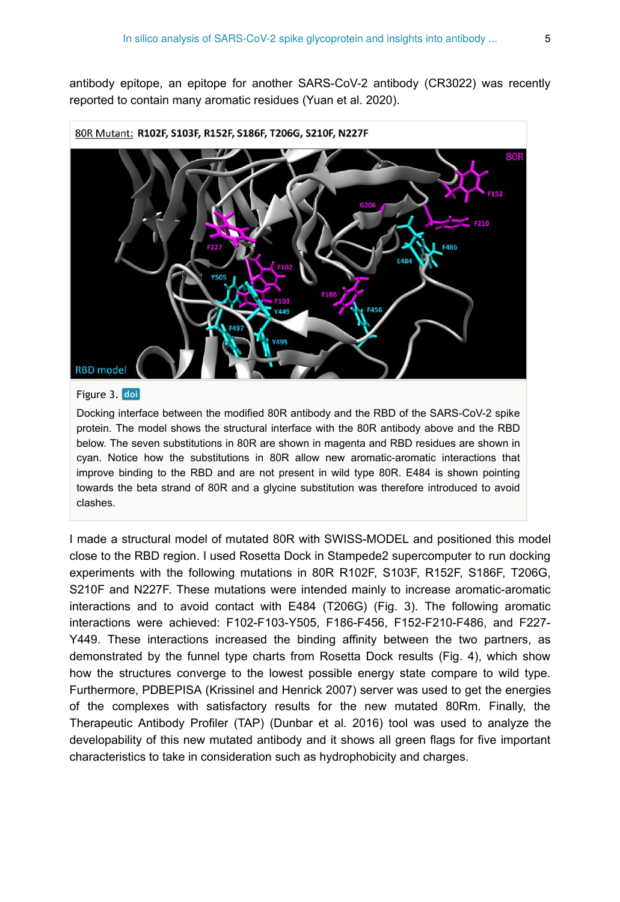antibody epitope, an epitope for another SARS-CoV-2 antibody (CR3022) was recently reported to contain many aromatic residues (Yuan et al. 2020).

80R Mutant: **R102F, S103F, R152F, S186F, T206G, S210F, N227F**

Figure 3. doi

Docking interface between the modified 80R antibody and the RBD of the SARS-CoV-2 spike protein. The model shows the structural interface with the 80R antibody above and the RBD below. The seven substitutions in 80R are shown in magenta and RBD residues are shown in cyan. Notice how the substitutions in 80R allow new aromatic-aromatic interactions that improve binding to the RBD and are not present in wild type 80R. E484 is shown pointing towards the beta strand of 80R and a glycine substitution was therefore introduced to avoid clashes.

I made a structural model of mutated 80R with SWISS-MODEL and positioned this model close to the RBD region. I used Rosetta Dock in Stampede2 supercomputer to run docking experiments with the following mutations in 80R R102F, S103F, R152F, S186F, T206G, S210F and N227F. These mutations were intended mainly to increase aromatic-aromatic interactions and to avoid contact with E484 (T206G) (Fig. 3). The following aromatic interactions were achieved: F102-F103-Y505, F186-F456, F152-F210-F486, and F227-Y449. These interactions increased the binding affinity between the two partners, as demonstrated by the funnel type charts from Rosetta Dock results (Fig. 4), which show how the structures converge to the lowest possible energy state compare to wild type. Furthermore, PDBEPISA (Krissinel and Henrick 2007) server was used to get the energies of the complexes with satisfactory results for the new mutated 80Rm. Finally, the Therapeutic Antibody Profiler (TAP) (Dunbar et al. 2016) tool was used to analyze the developability of this new mutated antibody and it shows all green flags for five important characteristics to take in consideration such as hydrophobicity and charges.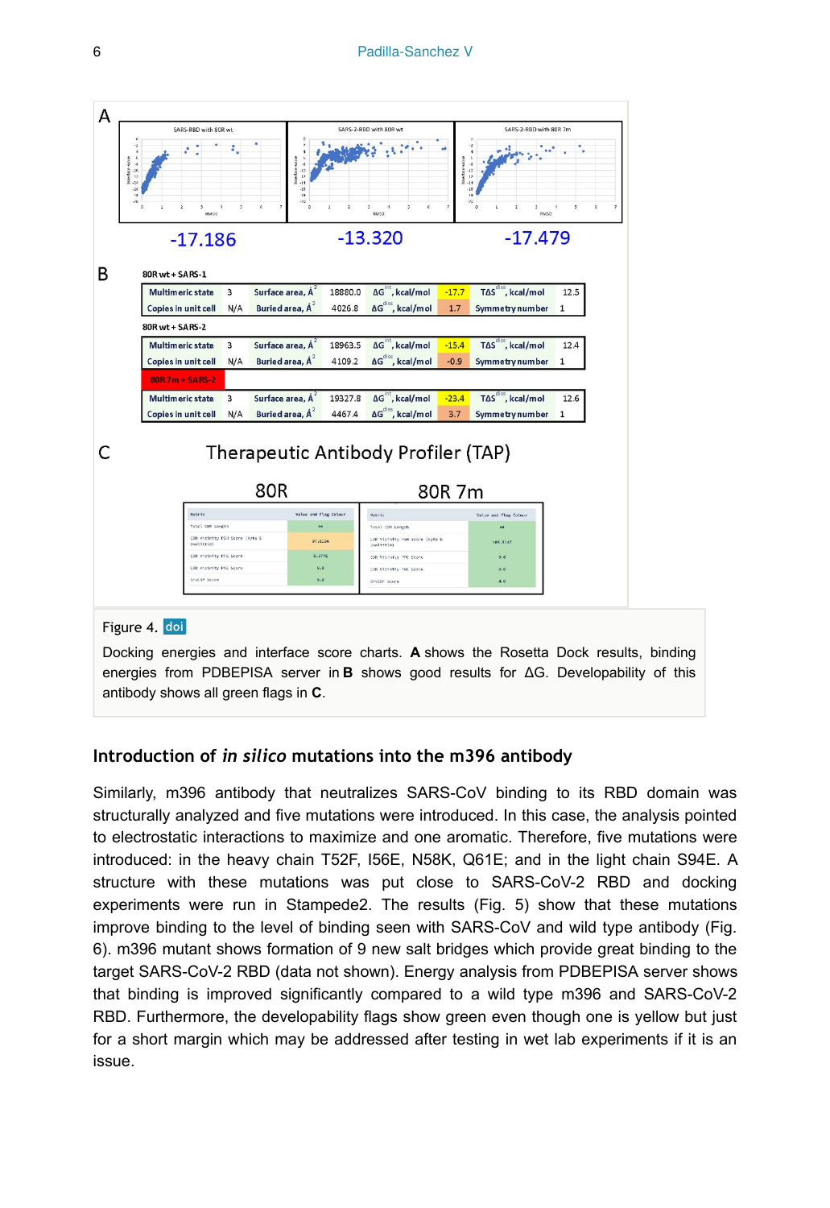Figure 4. doi

Docking energies and interface score charts. **A** shows the Rosetta Dock results, binding energies from PDBEPISA server in **B** shows good results for ΔG. Developability of this antibody shows all green flags in **C**.

### Introduction of *in silico* mutations into the m396 antibody

Similarly, m396 antibody that neutralizes SARS-CoV binding to its RBD domain was structurally analyzed and five mutations were introduced. In this case, the analysis pointed to electrostatic interactions to maximize and one aromatic. Therefore, five mutations were introduced: in the heavy chain T52F, I56E, N58K, Q61E; and in the light chain S94E. A structure with these mutations was put close to SARS-CoV-2 RBD and docking experiments were run in Stampede2. The results (Fig. 5) show that these mutations improve binding to the level of binding seen with SARS-CoV and wild type antibody (Fig. 6). m396 mutant shows formation of 9 new salt bridges which provide great binding to the target SARS-CoV-2 RBD (data not shown). Energy analysis from PDBEPISA server shows that binding is improved significantly compared to a wild type m396 and SARS-CoV-2 RBD. Furthermore, the developability flags show green even though one is yellow but just for a short margin which may be addressed after testing in wet lab experiments if it is an issue.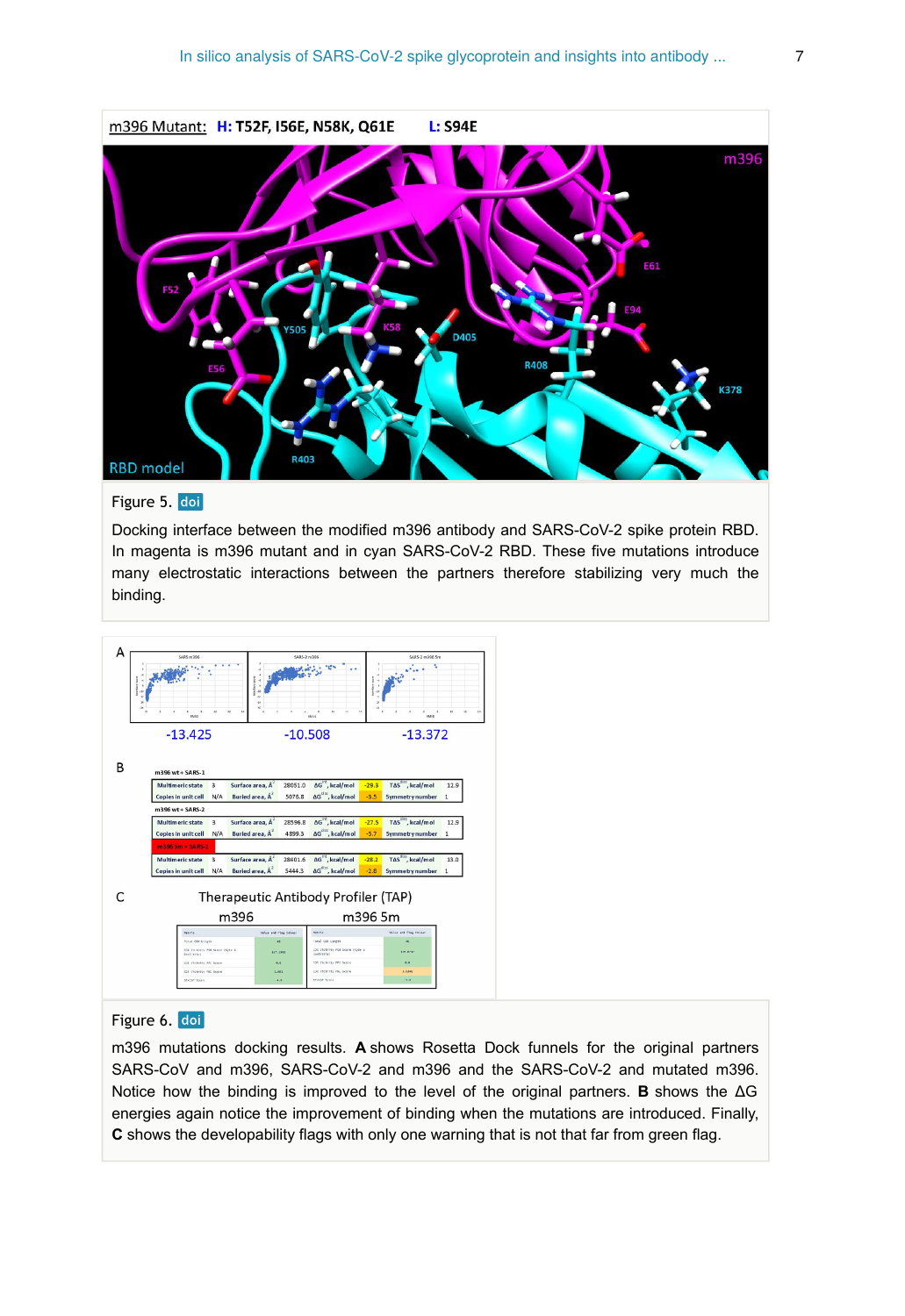m396 Mutant: **H: T52F, I56E, N58K, Q61E** **L: S94E**

Figure 5. doi

Docking interface between the modified m396 antibody and SARS-CoV-2 spike protein RBD. In magenta is m396 mutant and in cyan SARS-CoV-2 RBD. These five mutations introduce many electrostatic interactions between the partners therefore stabilizing very much the binding.

A

-13.425 -10.508 -13.372

B

m396 wt + SARS-1

| Multimeric state | 3 | Surface area, Å$^2$ | 28051.0 | ΔG$^{int}$, kcal/mol | -29.3 | TΔS$^{diss}$, kcal/mol | 12.9 |
|---|---|---|---|---|---|---|---|
| Copies in unit cell | N/A | Buried area, Å$^2$ | 5076.8 | ΔG$^{diss}$, kcal/mol | -3.5 | Symmetry number | 1 |

m396 wt + SARS-2

| Multimeric state | 3 | Surface area, Å$^2$ | 28596.8 | ΔG$^{int}$, kcal/mol | -27.5 | TΔS$^{diss}$, kcal/mol | 12.9 |
|---|---|---|---|---|---|---|---|
| Copies in unit cell | N/A | Buried area, Å$^2$ | 4899.3 | ΔG$^{diss}$, kcal/mol | -5.7 | Symmetry number | 1 |

m396 5m + SARS-2

| Multimeric state | 3 | Surface area, Å$^2$ | 28401.6 | ΔG$^{int}$, kcal/mol | -28.2 | TΔS$^{diss}$, kcal/mol | 13.0 |
|---|---|---|---|---|---|---|---|
| Copies in unit cell | N/A | Buried area, Å$^2$ | 5444.3 | ΔG$^{diss}$, kcal/mol | -2.8 | Symmetry number | 1 |

C

Therapeutic Antibody Profiler (TAP)

m396 m396 5m

Figure 6. doi

m396 mutations docking results. **A** shows Rosetta Dock funnels for the original partners SARS-CoV and m396, SARS-CoV-2 and m396 and the SARS-CoV-2 and mutated m396. Notice how the binding is improved to the level of the original partners. **B** shows the ΔG energies again notice the improvement of binding when the mutations are introduced. Finally, **C** shows the developability flags with only one warning that is not that far from green flag.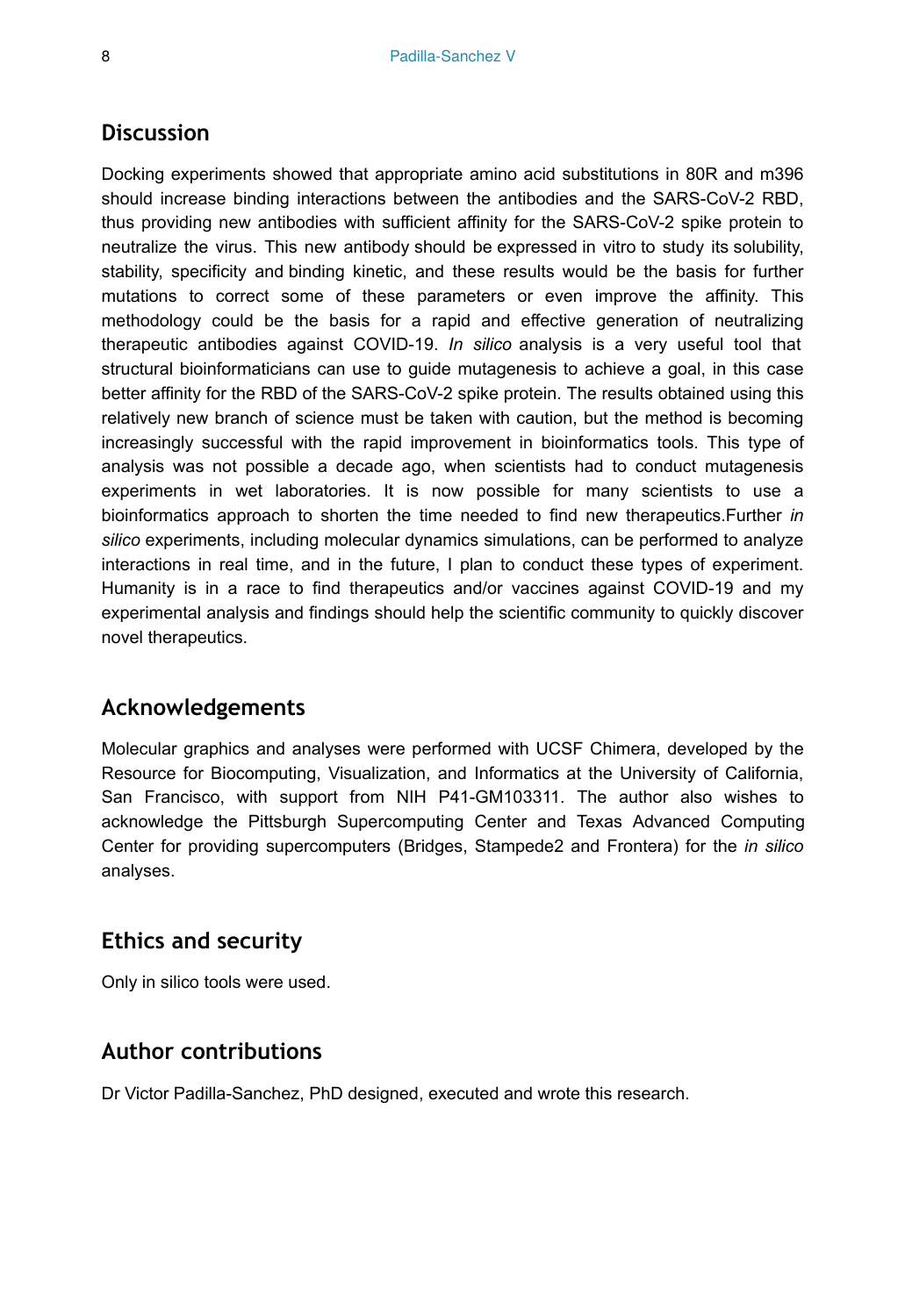## Discussion

Docking experiments showed that appropriate amino acid substitutions in 80R and m396 should increase binding interactions between the antibodies and the SARS-CoV-2 RBD, thus providing new antibodies with sufficient affinity for the SARS-CoV-2 spike protein to neutralize the virus. This new antibody should be expressed in vitro to study its solubility, stability, specificity and binding kinetic, and these results would be the basis for further mutations to correct some of these parameters or even improve the affinity. This methodology could be the basis for a rapid and effective generation of neutralizing therapeutic antibodies against COVID-19. *In silico* analysis is a very useful tool that structural bioinformaticians can use to guide mutagenesis to achieve a goal, in this case better affinity for the RBD of the SARS-CoV-2 spike protein. The results obtained using this relatively new branch of science must be taken with caution, but the method is becoming increasingly successful with the rapid improvement in bioinformatics tools. This type of analysis was not possible a decade ago, when scientists had to conduct mutagenesis experiments in wet laboratories. It is now possible for many scientists to use a bioinformatics approach to shorten the time needed to find new therapeutics.Further *in silico* experiments, including molecular dynamics simulations, can be performed to analyze interactions in real time, and in the future, I plan to conduct these types of experiment. Humanity is in a race to find therapeutics and/or vaccines against COVID-19 and my experimental analysis and findings should help the scientific community to quickly discover novel therapeutics.

## Acknowledgements

Molecular graphics and analyses were performed with UCSF Chimera, developed by the Resource for Biocomputing, Visualization, and Informatics at the University of California, San Francisco, with support from NIH P41-GM103311. The author also wishes to acknowledge the Pittsburgh Supercomputing Center and Texas Advanced Computing Center for providing supercomputers (Bridges, Stampede2 and Frontera) for the *in silico* analyses.

## Ethics and security

Only in silico tools were used.

## Author contributions

Dr Victor Padilla-Sanchez, PhD designed, executed and wrote this research.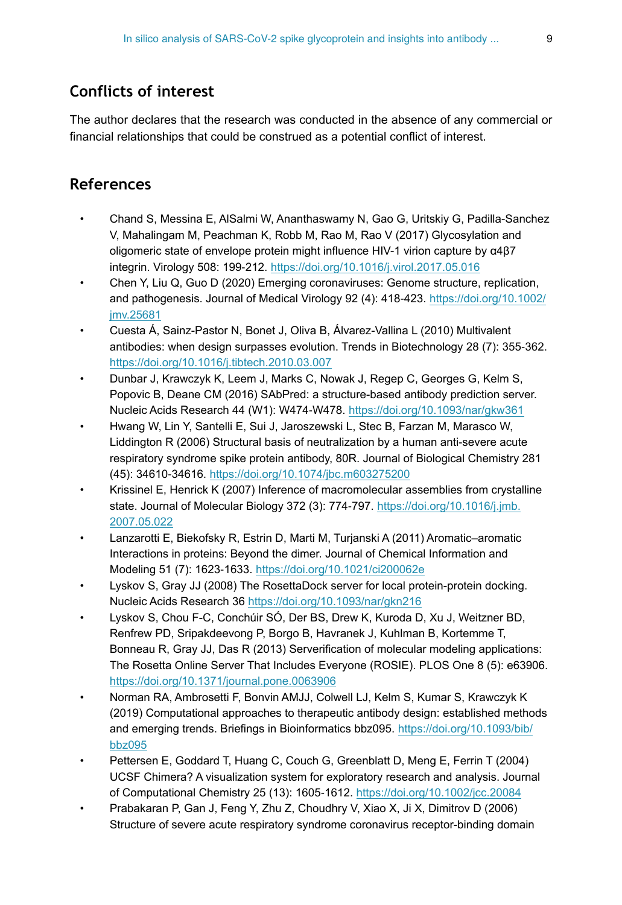## Conflicts of interest

The author declares that the research was conducted in the absence of any commercial or financial relationships that could be construed as a potential conflict of interest.

## References

- Chand S, Messina E, AlSalmi W, Ananthaswamy N, Gao G, Uritskiy G, Padilla-Sanchez V, Mahalingam M, Peachman K, Robb M, Rao M, Rao V (2017) Glycosylation and oligomeric state of envelope protein might influence HIV-1 virion capture by α4β7 integrin. Virology 508: 199-212. https://doi.org/10.1016/j.virol.2017.05.016
- Chen Y, Liu Q, Guo D (2020) Emerging coronaviruses: Genome structure, replication, and pathogenesis. Journal of Medical Virology 92 (4): 418-423. https://doi.org/10.1002/jmv.25681
- Cuesta Á, Sainz-Pastor N, Bonet J, Oliva B, Álvarez-Vallina L (2010) Multivalent antibodies: when design surpasses evolution. Trends in Biotechnology 28 (7): 355-362. https://doi.org/10.1016/j.tibtech.2010.03.007
- Dunbar J, Krawczyk K, Leem J, Marks C, Nowak J, Regep C, Georges G, Kelm S, Popovic B, Deane CM (2016) SAbPred: a structure-based antibody prediction server. Nucleic Acids Research 44 (W1): W474-W478. https://doi.org/10.1093/nar/gkw361
- Hwang W, Lin Y, Santelli E, Sui J, Jaroszewski L, Stec B, Farzan M, Marasco W, Liddington R (2006) Structural basis of neutralization by a human anti-severe acute respiratory syndrome spike protein antibody, 80R. Journal of Biological Chemistry 281 (45): 34610-34616. https://doi.org/10.1074/jbc.m603275200
- Krissinel E, Henrick K (2007) Inference of macromolecular assemblies from crystalline state. Journal of Molecular Biology 372 (3): 774-797. https://doi.org/10.1016/j.jmb.2007.05.022
- Lanzarotti E, Biekofsky R, Estrin D, Marti M, Turjanski A (2011) Aromatic–aromatic Interactions in proteins: Beyond the dimer. Journal of Chemical Information and Modeling 51 (7): 1623-1633. https://doi.org/10.1021/ci200062e
- Lyskov S, Gray JJ (2008) The RosettaDock server for local protein-protein docking. Nucleic Acids Research 36 https://doi.org/10.1093/nar/gkn216
- Lyskov S, Chou F-C, Conchúir SÓ, Der BS, Drew K, Kuroda D, Xu J, Weitzner BD, Renfrew PD, Sripakdeevong P, Borgo B, Havranek J, Kuhlman B, Kortemme T, Bonneau R, Gray JJ, Das R (2013) Serverification of molecular modeling applications: The Rosetta Online Server That Includes Everyone (ROSIE). PLOS One 8 (5): e63906. https://doi.org/10.1371/journal.pone.0063906
- Norman RA, Ambrosetti F, Bonvin AMJJ, Colwell LJ, Kelm S, Kumar S, Krawczyk K (2019) Computational approaches to therapeutic antibody design: established methods and emerging trends. Briefings in Bioinformatics bbz095. https://doi.org/10.1093/bib/bbz095
- Pettersen E, Goddard T, Huang C, Couch G, Greenblatt D, Meng E, Ferrin T (2004) UCSF Chimera? A visualization system for exploratory research and analysis. Journal of Computational Chemistry 25 (13): 1605-1612. https://doi.org/10.1002/jcc.20084
- Prabakaran P, Gan J, Feng Y, Zhu Z, Choudhry V, Xiao X, Ji X, Dimitrov D (2006) Structure of severe acute respiratory syndrome coronavirus receptor-binding domain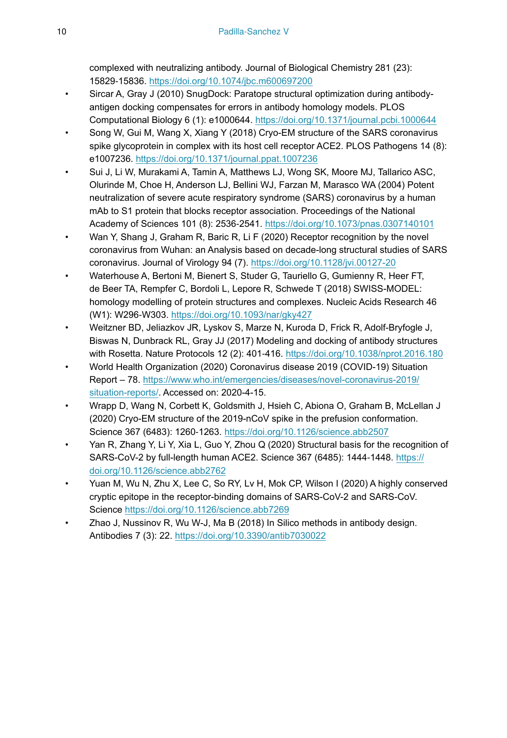complexed with neutralizing antibody. Journal of Biological Chemistry 281 (23): 15829-15836. https://doi.org/10.1074/jbc.m600697200

- Sircar A, Gray J (2010) SnugDock: Paratope structural optimization during antibody-antigen docking compensates for errors in antibody homology models. PLOS Computational Biology 6 (1): e1000644. https://doi.org/10.1371/journal.pcbi.1000644
- Song W, Gui M, Wang X, Xiang Y (2018) Cryo-EM structure of the SARS coronavirus spike glycoprotein in complex with its host cell receptor ACE2. PLOS Pathogens 14 (8): e1007236. https://doi.org/10.1371/journal.ppat.1007236
- Sui J, Li W, Murakami A, Tamin A, Matthews LJ, Wong SK, Moore MJ, Tallarico ASC, Olurinde M, Choe H, Anderson LJ, Bellini WJ, Farzan M, Marasco WA (2004) Potent neutralization of severe acute respiratory syndrome (SARS) coronavirus by a human mAb to S1 protein that blocks receptor association. Proceedings of the National Academy of Sciences 101 (8): 2536-2541. https://doi.org/10.1073/pnas.0307140101
- Wan Y, Shang J, Graham R, Baric R, Li F (2020) Receptor recognition by the novel coronavirus from Wuhan: an Analysis based on decade-long structural studies of SARS coronavirus. Journal of Virology 94 (7). https://doi.org/10.1128/jvi.00127-20
- Waterhouse A, Bertoni M, Bienert S, Studer G, Tauriello G, Gumienny R, Heer FT, de Beer TA, Rempfer C, Bordoli L, Lepore R, Schwede T (2018) SWISS-MODEL: homology modelling of protein structures and complexes. Nucleic Acids Research 46 (W1): W296-W303. https://doi.org/10.1093/nar/gky427
- Weitzner BD, Jeliazkov JR, Lyskov S, Marze N, Kuroda D, Frick R, Adolf-Bryfogle J, Biswas N, Dunbrack RL, Gray JJ (2017) Modeling and docking of antibody structures with Rosetta. Nature Protocols 12 (2): 401-416. https://doi.org/10.1038/nprot.2016.180
- World Health Organization (2020) Coronavirus disease 2019 (COVID-19) Situation Report – 78. https://www.who.int/emergencies/diseases/novel-coronavirus-2019/situation-reports/. Accessed on: 2020-4-15.
- Wrapp D, Wang N, Corbett K, Goldsmith J, Hsieh C, Abiona O, Graham B, McLellan J (2020) Cryo-EM structure of the 2019-nCoV spike in the prefusion conformation. Science 367 (6483): 1260-1263. https://doi.org/10.1126/science.abb2507
- Yan R, Zhang Y, Li Y, Xia L, Guo Y, Zhou Q (2020) Structural basis for the recognition of SARS-CoV-2 by full-length human ACE2. Science 367 (6485): 1444-1448. https://doi.org/10.1126/science.abb2762
- Yuan M, Wu N, Zhu X, Lee C, So RY, Lv H, Mok CP, Wilson I (2020) A highly conserved cryptic epitope in the receptor-binding domains of SARS-CoV-2 and SARS-CoV. Science https://doi.org/10.1126/science.abb7269
- Zhao J, Nussinov R, Wu W-J, Ma B (2018) In Silico methods in antibody design. Antibodies 7 (3): 22. https://doi.org/10.3390/antib7030022